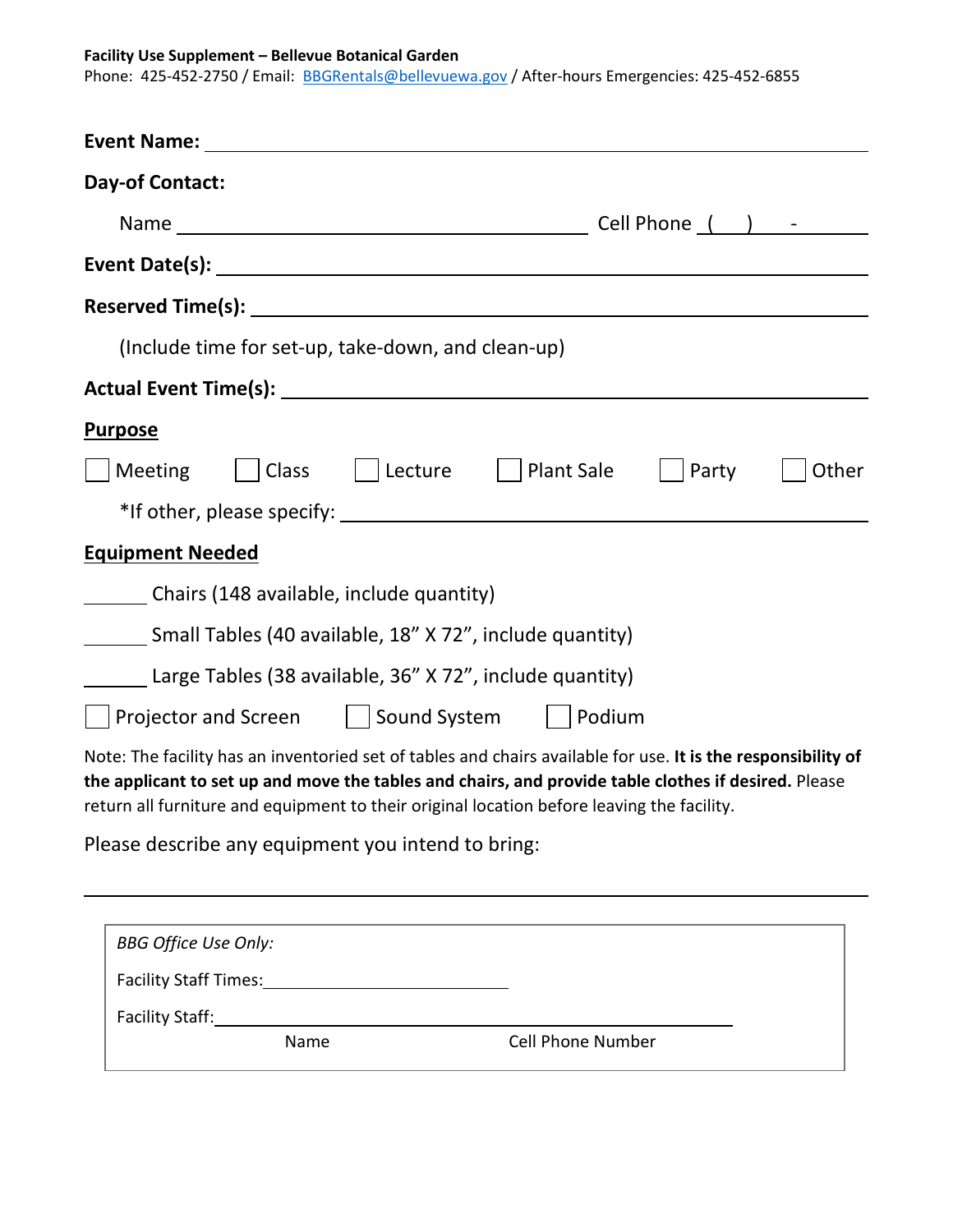**Facility Use Supplement – Bellevue Botanical Garden**
Phone: 425-452-2750 / Email: BBGRentals@bellevuewa.gov / After-hours Emergencies: 425-452-6855

**Event Name:** ______________________________________________

**Day-of Contact:**

Name ______________________________ Cell Phone ( ) -

**Event Date(s):** ______________________________________________

**Reserved Time(s):** ______________________________________________

(Include time for set-up, take-down, and clean-up)

**Actual Event Time(s):** ______________________________________________

**Purpose**

☐ Meeting ☐ Class ☐ Lecture ☐ Plant Sale ☐ Party ☐ Other

*If other, please specify: ______________________________________________

**Equipment Needed**

______ Chairs (148 available, include quantity)

______ Small Tables (40 available, 18" X 72", include quantity)

______ Large Tables (38 available, 36" X 72", include quantity)

☐ Projector and Screen ☐ Sound System ☐ Podium

Note: The facility has an inventoried set of tables and chairs available for use. **It is the responsibility of the applicant to set up and move the tables and chairs, and provide table clothes if desired.** Please return all furniture and equipment to their original location before leaving the facility.

Please describe any equipment you intend to bring:

______________________________________________

*BBG Office Use Only:*

Facility Staff Times: ______________________

Facility Staff: ______________________________________________
Name Cell Phone Number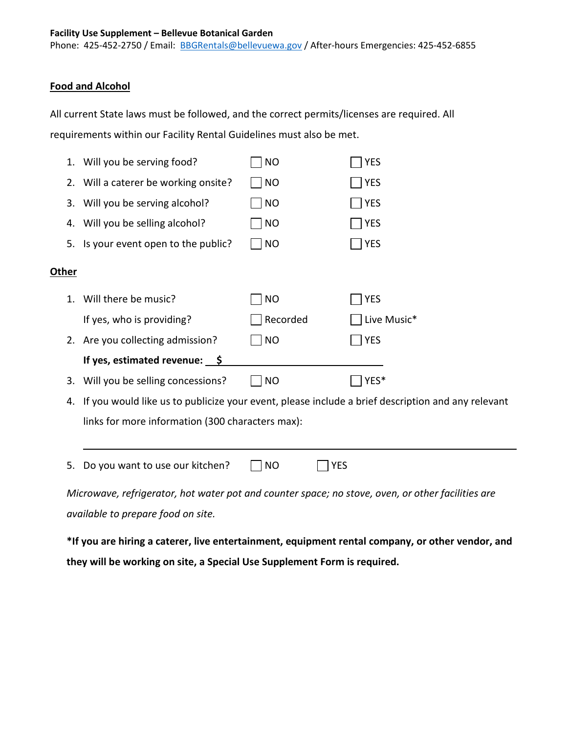**Facility Use Supplement – Bellevue Botanical Garden**
Phone: 425-452-2750 / Email: BBGRentals@bellevuewa.gov / After-hours Emergencies: 425-452-6855

## Food and Alcohol

All current State laws must be followed, and the correct permits/licenses are required. All requirements within our Facility Rental Guidelines must also be met.

1. Will you be serving food? ☐ NO ☐ YES
2. Will a caterer be working onsite? ☐ NO ☐ YES
3. Will you be serving alcohol? ☐ NO ☐ YES
4. Will you be selling alcohol? ☐ NO ☐ YES
5. Is your event open to the public? ☐ NO ☐ YES

## Other

1. Will there be music? ☐ NO ☐ YES
   If yes, who is providing? ☐ Recorded ☐ Live Music*
2. Are you collecting admission? ☐ NO ☐ YES
   **If yes, estimated revenue: $** ______________________
3. Will you be selling concessions? ☐ NO ☐ YES*
4. If you would like us to publicize your event, please include a brief description and any relevant links for more information (300 characters max):

   ______________________________________________

5. Do you want to use our kitchen? ☐ NO ☐ YES

*Microwave, refrigerator, hot water pot and counter space; no stove, oven, or other facilities are available to prepare food on site.*

**\*If you are hiring a caterer, live entertainment, equipment rental company, or other vendor, and they will be working on site, a Special Use Supplement Form is required.**